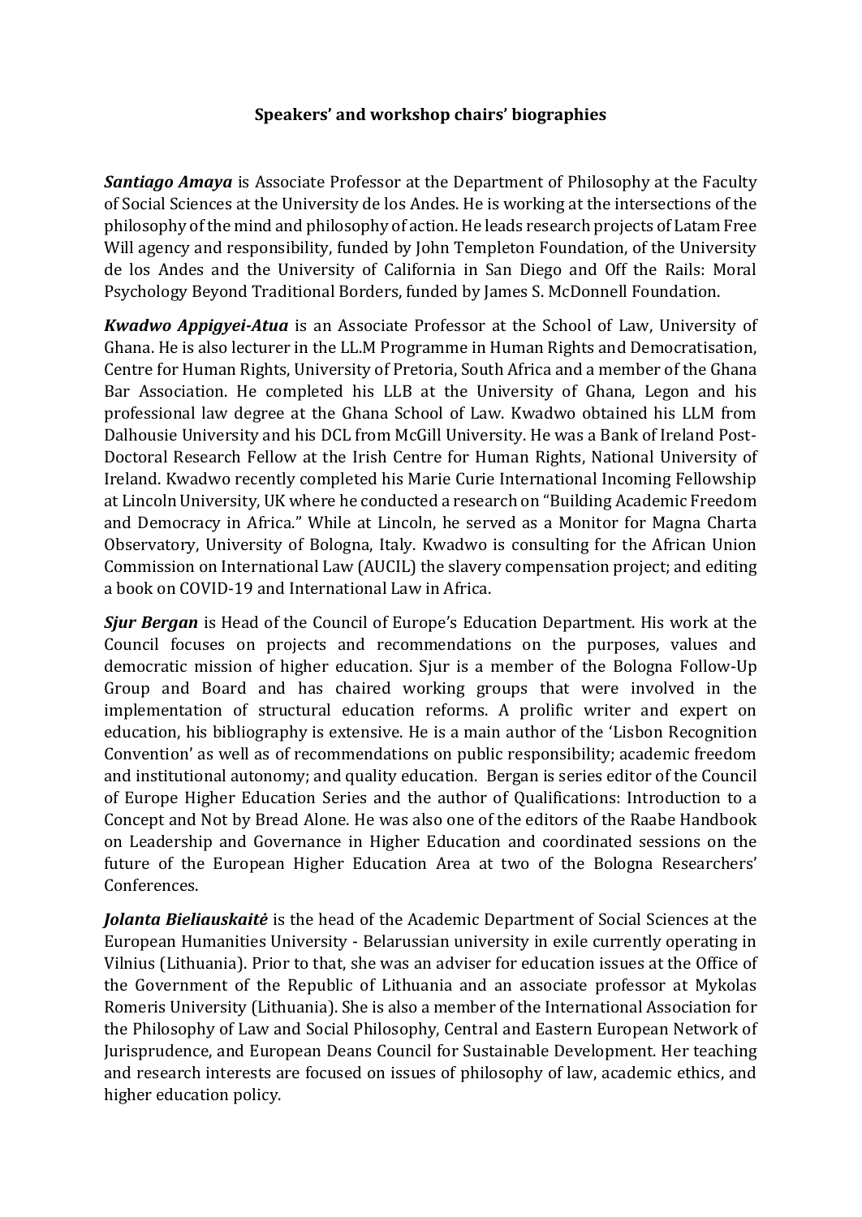## Speakers' and workshop chairs' biographies

***Santiago Amaya*** is Associate Professor at the Department of Philosophy at the Faculty of Social Sciences at the University de los Andes. He is working at the intersections of the philosophy of the mind and philosophy of action. He leads research projects of Latam Free Will agency and responsibility, funded by John Templeton Foundation, of the University de los Andes and the University of California in San Diego and Off the Rails: Moral Psychology Beyond Traditional Borders, funded by James S. McDonnell Foundation.

***Kwadwo Appigyei-Atua*** is an Associate Professor at the School of Law, University of Ghana. He is also lecturer in the LL.M Programme in Human Rights and Democratisation, Centre for Human Rights, University of Pretoria, South Africa and a member of the Ghana Bar Association. He completed his LLB at the University of Ghana, Legon and his professional law degree at the Ghana School of Law. Kwadwo obtained his LLM from Dalhousie University and his DCL from McGill University. He was a Bank of Ireland Post-Doctoral Research Fellow at the Irish Centre for Human Rights, National University of Ireland. Kwadwo recently completed his Marie Curie International Incoming Fellowship at Lincoln University, UK where he conducted a research on "Building Academic Freedom and Democracy in Africa." While at Lincoln, he served as a Monitor for Magna Charta Observatory, University of Bologna, Italy. Kwadwo is consulting for the African Union Commission on International Law (AUCIL) the slavery compensation project; and editing a book on COVID-19 and International Law in Africa.

***Sjur Bergan*** is Head of the Council of Europe's Education Department. His work at the Council focuses on projects and recommendations on the purposes, values and democratic mission of higher education. Sjur is a member of the Bologna Follow-Up Group and Board and has chaired working groups that were involved in the implementation of structural education reforms. A prolific writer and expert on education, his bibliography is extensive. He is a main author of the 'Lisbon Recognition Convention' as well as of recommendations on public responsibility; academic freedom and institutional autonomy; and quality education. Bergan is series editor of the Council of Europe Higher Education Series and the author of Qualifications: Introduction to a Concept and Not by Bread Alone. He was also one of the editors of the Raabe Handbook on Leadership and Governance in Higher Education and coordinated sessions on the future of the European Higher Education Area at two of the Bologna Researchers' Conferences.

***Jolanta Bieliauskaitė*** is the head of the Academic Department of Social Sciences at the European Humanities University - Belarussian university in exile currently operating in Vilnius (Lithuania). Prior to that, she was an adviser for education issues at the Office of the Government of the Republic of Lithuania and an associate professor at Mykolas Romeris University (Lithuania). She is also a member of the International Association for the Philosophy of Law and Social Philosophy, Central and Eastern European Network of Jurisprudence, and European Deans Council for Sustainable Development. Her teaching and research interests are focused on issues of philosophy of law, academic ethics, and higher education policy.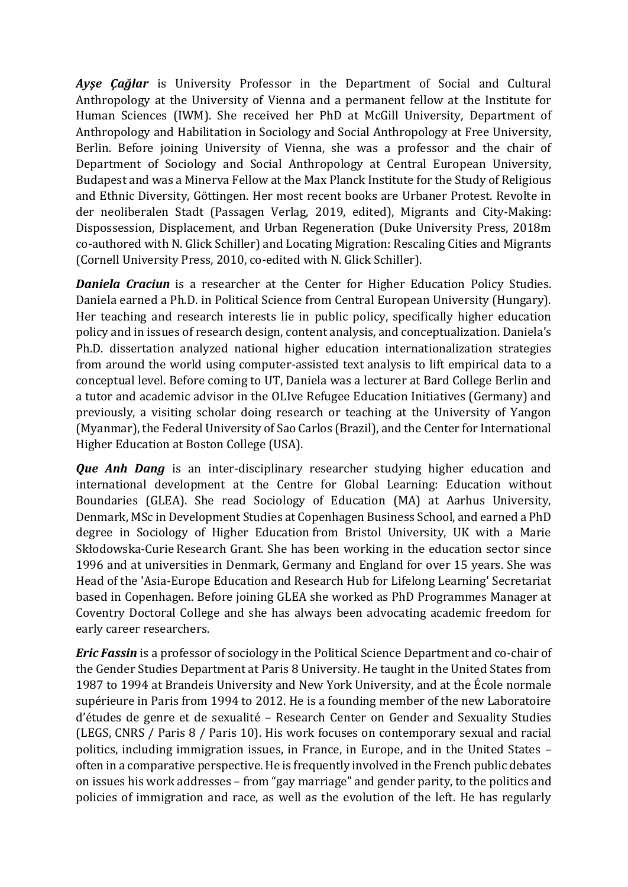***Ayşe Çağlar*** is University Professor in the Department of Social and Cultural Anthropology at the University of Vienna and a permanent fellow at the Institute for Human Sciences (IWM). She received her PhD at McGill University, Department of Anthropology and Habilitation in Sociology and Social Anthropology at Free University, Berlin. Before joining University of Vienna, she was a professor and the chair of Department of Sociology and Social Anthropology at Central European University, Budapest and was a Minerva Fellow at the Max Planck Institute for the Study of Religious and Ethnic Diversity, Göttingen. Her most recent books are Urbaner Protest. Revolte in der neoliberalen Stadt (Passagen Verlag, 2019, edited), Migrants and City-Making: Dispossession, Displacement, and Urban Regeneration (Duke University Press, 2018m co-authored with N. Glick Schiller) and Locating Migration: Rescaling Cities and Migrants (Cornell University Press, 2010, co-edited with N. Glick Schiller).

***Daniela Craciun*** is a researcher at the Center for Higher Education Policy Studies. Daniela earned a Ph.D. in Political Science from Central European University (Hungary). Her teaching and research interests lie in public policy, specifically higher education policy and in issues of research design, content analysis, and conceptualization. Daniela's Ph.D. dissertation analyzed national higher education internationalization strategies from around the world using computer-assisted text analysis to lift empirical data to a conceptual level. Before coming to UT, Daniela was a lecturer at Bard College Berlin and a tutor and academic advisor in the OLIve Refugee Education Initiatives (Germany) and previously, a visiting scholar doing research or teaching at the University of Yangon (Myanmar), the Federal University of Sao Carlos (Brazil), and the Center for International Higher Education at Boston College (USA).

***Que Anh Dang*** is an inter-disciplinary researcher studying higher education and international development at the Centre for Global Learning: Education without Boundaries (GLEA). She read Sociology of Education (MA) at Aarhus University, Denmark, MSc in Development Studies at Copenhagen Business School, and earned a PhD degree in Sociology of Higher Education from Bristol University, UK with a Marie Skłodowska-Curie Research Grant. She has been working in the education sector since 1996 and at universities in Denmark, Germany and England for over 15 years. She was Head of the 'Asia-Europe Education and Research Hub for Lifelong Learning' Secretariat based in Copenhagen. Before joining GLEA she worked as PhD Programmes Manager at Coventry Doctoral College and she has always been advocating academic freedom for early career researchers.

***Eric Fassin*** is a professor of sociology in the Political Science Department and co-chair of the Gender Studies Department at Paris 8 University. He taught in the United States from 1987 to 1994 at Brandeis University and New York University, and at the École normale supérieure in Paris from 1994 to 2012. He is a founding member of the new Laboratoire d'études de genre et de sexualité – Research Center on Gender and Sexuality Studies (LEGS, CNRS / Paris 8 / Paris 10). His work focuses on contemporary sexual and racial politics, including immigration issues, in France, in Europe, and in the United States – often in a comparative perspective. He is frequently involved in the French public debates on issues his work addresses – from "gay marriage" and gender parity, to the politics and policies of immigration and race, as well as the evolution of the left. He has regularly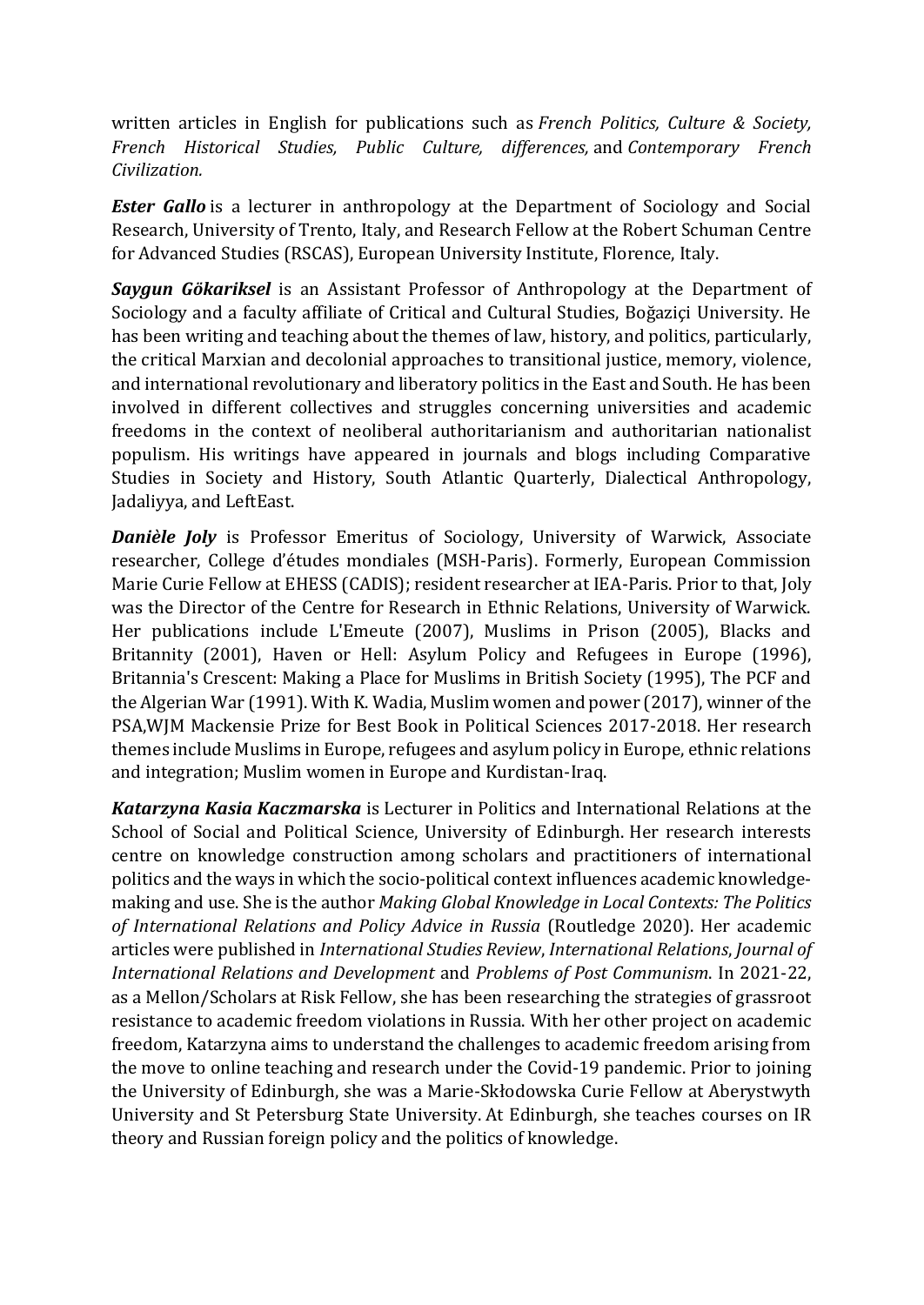written articles in English for publications such as *French Politics, Culture & Society, French Historical Studies, Public Culture, differences,* and *Contemporary French Civilization.*

***Ester Gallo*** is a lecturer in anthropology at the Department of Sociology and Social Research, University of Trento, Italy, and Research Fellow at the Robert Schuman Centre for Advanced Studies (RSCAS), European University Institute, Florence, Italy.

***Saygun Gökariksel*** is an Assistant Professor of Anthropology at the Department of Sociology and a faculty affiliate of Critical and Cultural Studies, Boğaziçi University. He has been writing and teaching about the themes of law, history, and politics, particularly, the critical Marxian and decolonial approaches to transitional justice, memory, violence, and international revolutionary and liberatory politics in the East and South. He has been involved in different collectives and struggles concerning universities and academic freedoms in the context of neoliberal authoritarianism and authoritarian nationalist populism. His writings have appeared in journals and blogs including Comparative Studies in Society and History, South Atlantic Quarterly, Dialectical Anthropology, Jadaliyya, and LeftEast.

***Danièle Joly*** is Professor Emeritus of Sociology, University of Warwick, Associate researcher, College d'études mondiales (MSH-Paris). Formerly, European Commission Marie Curie Fellow at EHESS (CADIS); resident researcher at IEA-Paris. Prior to that, Joly was the Director of the Centre for Research in Ethnic Relations, University of Warwick. Her publications include L'Emeute (2007), Muslims in Prison (2005), Blacks and Britannity (2001), Haven or Hell: Asylum Policy and Refugees in Europe (1996), Britannia's Crescent: Making a Place for Muslims in British Society (1995), The PCF and the Algerian War (1991). With K. Wadia, Muslim women and power (2017), winner of the PSA,WJM Mackensie Prize for Best Book in Political Sciences 2017-2018. Her research themes include Muslims in Europe, refugees and asylum policy in Europe, ethnic relations and integration; Muslim women in Europe and Kurdistan-Iraq.

***Katarzyna Kasia Kaczmarska*** is Lecturer in Politics and International Relations at the School of Social and Political Science, University of Edinburgh. Her research interests centre on knowledge construction among scholars and practitioners of international politics and the ways in which the socio-political context influences academic knowledge-making and use. She is the author *Making Global Knowledge in Local Contexts: The Politics of International Relations and Policy Advice in Russia* (Routledge 2020). Her academic articles were published in *International Studies Review*, *International Relations*, *Journal of International Relations and Development* and *Problems of Post Communism*. In 2021-22, as a Mellon/Scholars at Risk Fellow, she has been researching the strategies of grassroot resistance to academic freedom violations in Russia. With her other project on academic freedom, Katarzyna aims to understand the challenges to academic freedom arising from the move to online teaching and research under the Covid-19 pandemic. Prior to joining the University of Edinburgh, she was a Marie-Skłodowska Curie Fellow at Aberystwyth University and St Petersburg State University. At Edinburgh, she teaches courses on IR theory and Russian foreign policy and the politics of knowledge.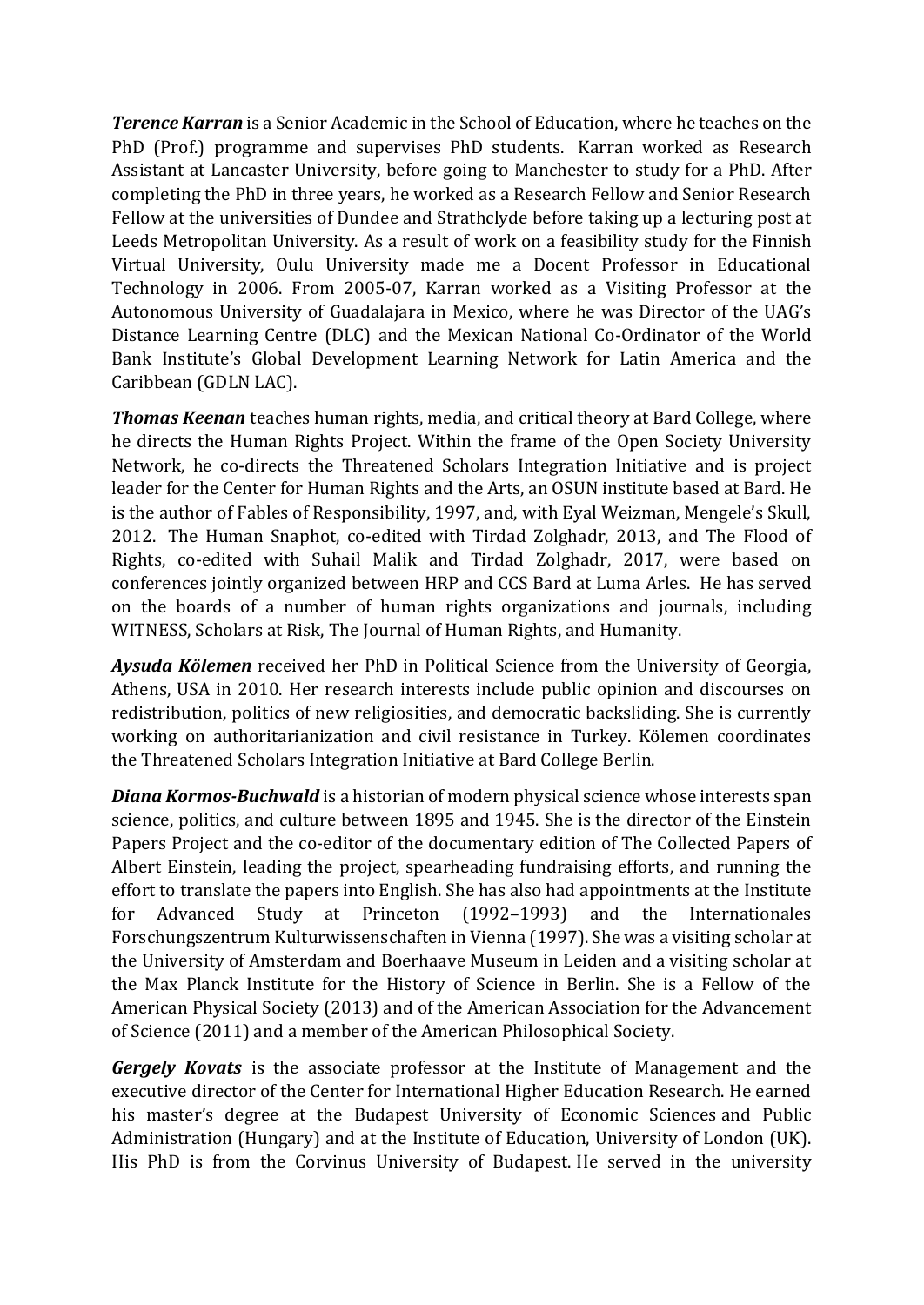***Terence Karran*** is a Senior Academic in the School of Education, where he teaches on the PhD (Prof.) programme and supervises PhD students. Karran worked as Research Assistant at Lancaster University, before going to Manchester to study for a PhD. After completing the PhD in three years, he worked as a Research Fellow and Senior Research Fellow at the universities of Dundee and Strathclyde before taking up a lecturing post at Leeds Metropolitan University. As a result of work on a feasibility study for the Finnish Virtual University, Oulu University made me a Docent Professor in Educational Technology in 2006. From 2005-07, Karran worked as a Visiting Professor at the Autonomous University of Guadalajara in Mexico, where he was Director of the UAG's Distance Learning Centre (DLC) and the Mexican National Co-Ordinator of the World Bank Institute's Global Development Learning Network for Latin America and the Caribbean (GDLN LAC).

***Thomas Keenan*** teaches human rights, media, and critical theory at Bard College, where he directs the Human Rights Project. Within the frame of the Open Society University Network, he co-directs the Threatened Scholars Integration Initiative and is project leader for the Center for Human Rights and the Arts, an OSUN institute based at Bard. He is the author of Fables of Responsibility, 1997, and, with Eyal Weizman, Mengele's Skull, 2012. The Human Snaphot, co-edited with Tirdad Zolghadr, 2013, and The Flood of Rights, co-edited with Suhail Malik and Tirdad Zolghadr, 2017, were based on conferences jointly organized between HRP and CCS Bard at Luma Arles. He has served on the boards of a number of human rights organizations and journals, including WITNESS, Scholars at Risk, The Journal of Human Rights, and Humanity.

***Aysuda Kölemen*** received her PhD in Political Science from the University of Georgia, Athens, USA in 2010. Her research interests include public opinion and discourses on redistribution, politics of new religiosities, and democratic backsliding. She is currently working on authoritarianization and civil resistance in Turkey. Kölemen coordinates the Threatened Scholars Integration Initiative at Bard College Berlin.

***Diana Kormos-Buchwald*** is a historian of modern physical science whose interests span science, politics, and culture between 1895 and 1945. She is the director of the Einstein Papers Project and the co-editor of the documentary edition of The Collected Papers of Albert Einstein, leading the project, spearheading fundraising efforts, and running the effort to translate the papers into English. She has also had appointments at the Institute for Advanced Study at Princeton (1992–1993) and the Internationales Forschungszentrum Kulturwissenschaften in Vienna (1997). She was a visiting scholar at the University of Amsterdam and Boerhaave Museum in Leiden and a visiting scholar at the Max Planck Institute for the History of Science in Berlin. She is a Fellow of the American Physical Society (2013) and of the American Association for the Advancement of Science (2011) and a member of the American Philosophical Society.

***Gergely Kovats*** is the associate professor at the Institute of Management and the executive director of the Center for International Higher Education Research. He earned his master's degree at the Budapest University of Economic Sciences and Public Administration (Hungary) and at the Institute of Education, University of London (UK). His PhD is from the Corvinus University of Budapest. He served in the university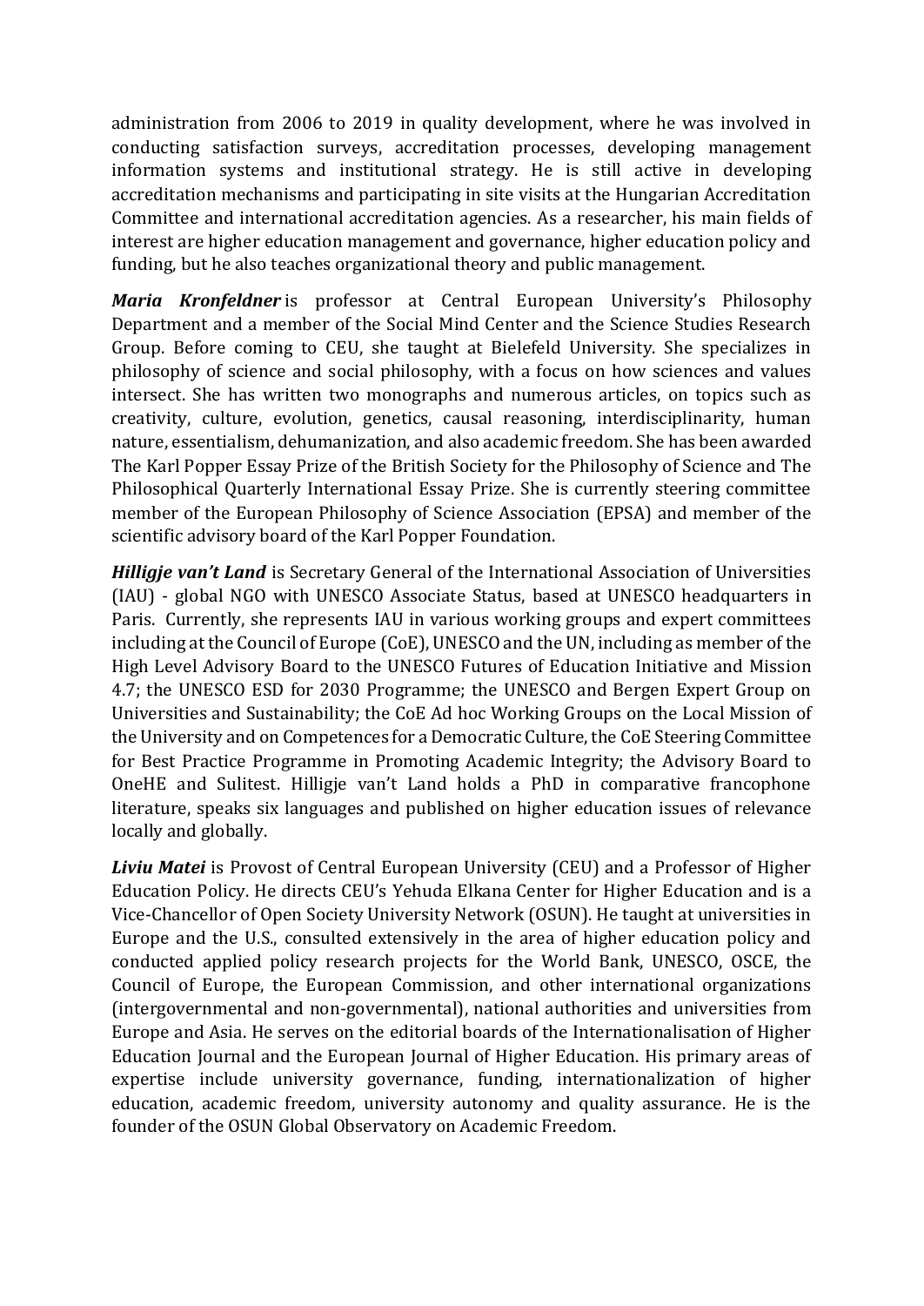administration from 2006 to 2019 in quality development, where he was involved in conducting satisfaction surveys, accreditation processes, developing management information systems and institutional strategy. He is still active in developing accreditation mechanisms and participating in site visits at the Hungarian Accreditation Committee and international accreditation agencies. As a researcher, his main fields of interest are higher education management and governance, higher education policy and funding, but he also teaches organizational theory and public management.

***Maria Kronfeldner*** is professor at Central European University's Philosophy Department and a member of the Social Mind Center and the Science Studies Research Group. Before coming to CEU, she taught at Bielefeld University. She specializes in philosophy of science and social philosophy, with a focus on how sciences and values intersect. She has written two monographs and numerous articles, on topics such as creativity, culture, evolution, genetics, causal reasoning, interdisciplinarity, human nature, essentialism, dehumanization, and also academic freedom. She has been awarded The Karl Popper Essay Prize of the British Society for the Philosophy of Science and The Philosophical Quarterly International Essay Prize. She is currently steering committee member of the European Philosophy of Science Association (EPSA) and member of the scientific advisory board of the Karl Popper Foundation.

***Hilligje van't Land*** is Secretary General of the International Association of Universities (IAU) - global NGO with UNESCO Associate Status, based at UNESCO headquarters in Paris. Currently, she represents IAU in various working groups and expert committees including at the Council of Europe (CoE), UNESCO and the UN, including as member of the High Level Advisory Board to the UNESCO Futures of Education Initiative and Mission 4.7; the UNESCO ESD for 2030 Programme; the UNESCO and Bergen Expert Group on Universities and Sustainability; the CoE Ad hoc Working Groups on the Local Mission of the University and on Competences for a Democratic Culture, the CoE Steering Committee for Best Practice Programme in Promoting Academic Integrity; the Advisory Board to OneHE and Sulitest. Hilligje van't Land holds a PhD in comparative francophone literature, speaks six languages and published on higher education issues of relevance locally and globally.

***Liviu Matei*** is Provost of Central European University (CEU) and a Professor of Higher Education Policy. He directs CEU's Yehuda Elkana Center for Higher Education and is a Vice-Chancellor of Open Society University Network (OSUN). He taught at universities in Europe and the U.S., consulted extensively in the area of higher education policy and conducted applied policy research projects for the World Bank, UNESCO, OSCE, the Council of Europe, the European Commission, and other international organizations (intergovernmental and non-governmental), national authorities and universities from Europe and Asia. He serves on the editorial boards of the Internationalisation of Higher Education Journal and the European Journal of Higher Education. His primary areas of expertise include university governance, funding, internationalization of higher education, academic freedom, university autonomy and quality assurance. He is the founder of the OSUN Global Observatory on Academic Freedom.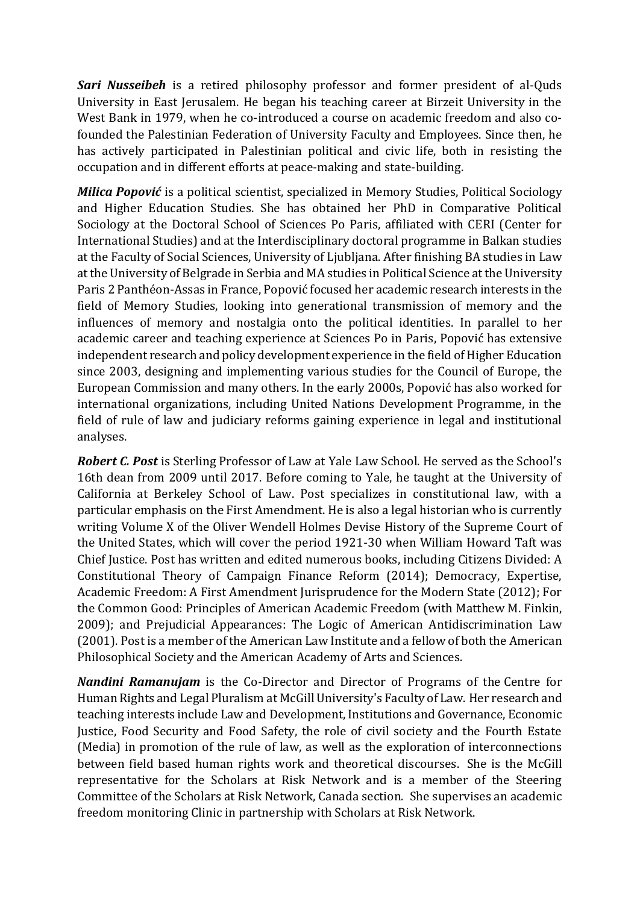***Sari Nusseibeh*** is a retired philosophy professor and former president of al-Quds University in East Jerusalem. He began his teaching career at Birzeit University in the West Bank in 1979, when he co-introduced a course on academic freedom and also co-founded the Palestinian Federation of University Faculty and Employees. Since then, he has actively participated in Palestinian political and civic life, both in resisting the occupation and in different efforts at peace-making and state-building.

***Milica Popović*** is a political scientist, specialized in Memory Studies, Political Sociology and Higher Education Studies. She has obtained her PhD in Comparative Political Sociology at the Doctoral School of Sciences Po Paris, affiliated with CERI (Center for International Studies) and at the Interdisciplinary doctoral programme in Balkan studies at the Faculty of Social Sciences, University of Ljubljana. After finishing BA studies in Law at the University of Belgrade in Serbia and MA studies in Political Science at the University Paris 2 Panthéon-Assas in France, Popović focused her academic research interests in the field of Memory Studies, looking into generational transmission of memory and the influences of memory and nostalgia onto the political identities. In parallel to her academic career and teaching experience at Sciences Po in Paris, Popović has extensive independent research and policy development experience in the field of Higher Education since 2003, designing and implementing various studies for the Council of Europe, the European Commission and many others. In the early 2000s, Popović has also worked for international organizations, including United Nations Development Programme, in the field of rule of law and judiciary reforms gaining experience in legal and institutional analyses.

***Robert C. Post*** is Sterling Professor of Law at Yale Law School. He served as the School's 16th dean from 2009 until 2017. Before coming to Yale, he taught at the University of California at Berkeley School of Law. Post specializes in constitutional law, with a particular emphasis on the First Amendment. He is also a legal historian who is currently writing Volume X of the Oliver Wendell Holmes Devise History of the Supreme Court of the United States, which will cover the period 1921-30 when William Howard Taft was Chief Justice. Post has written and edited numerous books, including Citizens Divided: A Constitutional Theory of Campaign Finance Reform (2014); Democracy, Expertise, Academic Freedom: A First Amendment Jurisprudence for the Modern State (2012); For the Common Good: Principles of American Academic Freedom (with Matthew M. Finkin, 2009); and Prejudicial Appearances: The Logic of American Antidiscrimination Law (2001). Post is a member of the American Law Institute and a fellow of both the American Philosophical Society and the American Academy of Arts and Sciences.

***Nandini Ramanujam*** is the Co-Director and Director of Programs of the Centre for Human Rights and Legal Pluralism at McGill University's Faculty of Law. Her research and teaching interests include Law and Development, Institutions and Governance, Economic Justice, Food Security and Food Safety, the role of civil society and the Fourth Estate (Media) in promotion of the rule of law, as well as the exploration of interconnections between field based human rights work and theoretical discourses. She is the McGill representative for the Scholars at Risk Network and is a member of the Steering Committee of the Scholars at Risk Network, Canada section. She supervises an academic freedom monitoring Clinic in partnership with Scholars at Risk Network.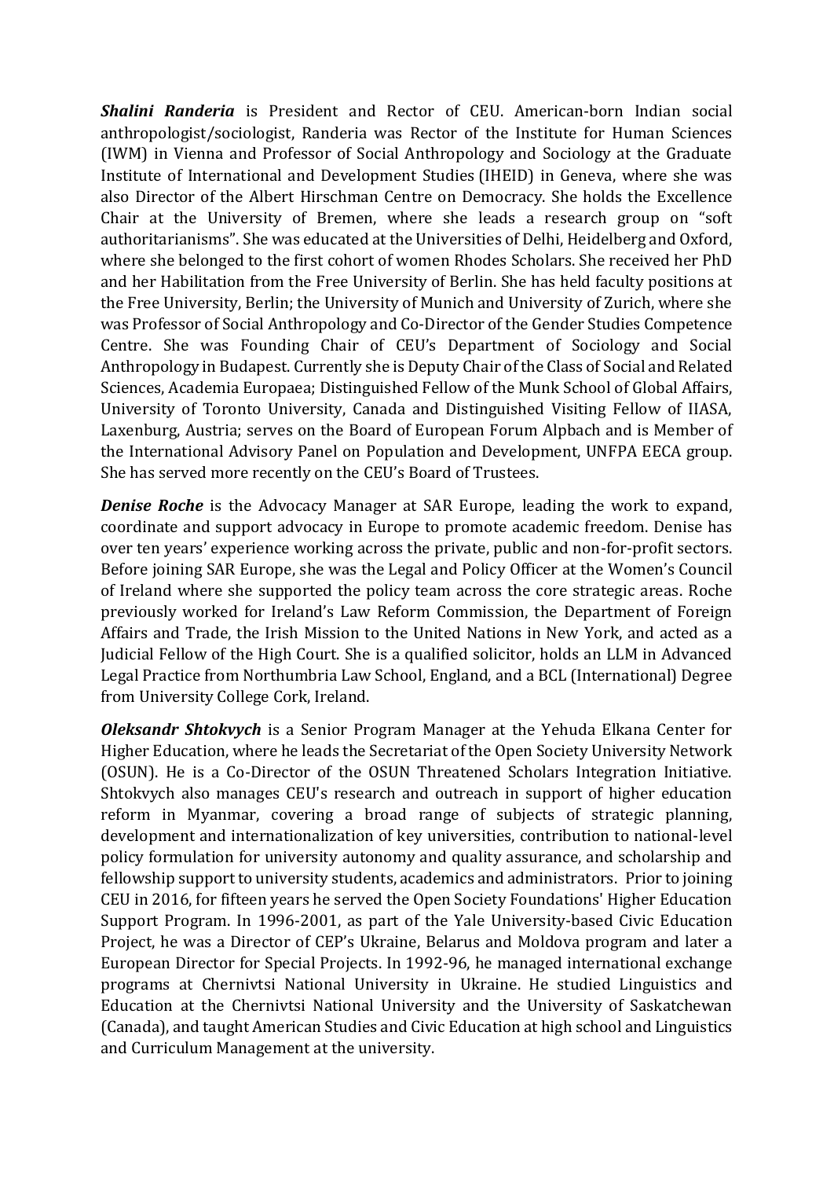***Shalini Randeria*** is President and Rector of CEU. American-born Indian social anthropologist/sociologist, Randeria was Rector of the Institute for Human Sciences (IWM) in Vienna and Professor of Social Anthropology and Sociology at the Graduate Institute of International and Development Studies (IHEID) in Geneva, where she was also Director of the Albert Hirschman Centre on Democracy. She holds the Excellence Chair at the University of Bremen, where she leads a research group on "soft authoritarianisms". She was educated at the Universities of Delhi, Heidelberg and Oxford, where she belonged to the first cohort of women Rhodes Scholars. She received her PhD and her Habilitation from the Free University of Berlin. She has held faculty positions at the Free University, Berlin; the University of Munich and University of Zurich, where she was Professor of Social Anthropology and Co-Director of the Gender Studies Competence Centre. She was Founding Chair of CEU's Department of Sociology and Social Anthropology in Budapest. Currently she is Deputy Chair of the Class of Social and Related Sciences, Academia Europaea; Distinguished Fellow of the Munk School of Global Affairs, University of Toronto University, Canada and Distinguished Visiting Fellow of IIASA, Laxenburg, Austria; serves on the Board of European Forum Alpbach and is Member of the International Advisory Panel on Population and Development, UNFPA EECA group. She has served more recently on the CEU's Board of Trustees.

***Denise Roche*** is the Advocacy Manager at SAR Europe, leading the work to expand, coordinate and support advocacy in Europe to promote academic freedom. Denise has over ten years' experience working across the private, public and non-for-profit sectors. Before joining SAR Europe, she was the Legal and Policy Officer at the Women's Council of Ireland where she supported the policy team across the core strategic areas. Roche previously worked for Ireland's Law Reform Commission, the Department of Foreign Affairs and Trade, the Irish Mission to the United Nations in New York, and acted as a Judicial Fellow of the High Court. She is a qualified solicitor, holds an LLM in Advanced Legal Practice from Northumbria Law School, England, and a BCL (International) Degree from University College Cork, Ireland.

***Oleksandr Shtokvych*** is a Senior Program Manager at the Yehuda Elkana Center for Higher Education, where he leads the Secretariat of the Open Society University Network (OSUN). He is a Co-Director of the OSUN Threatened Scholars Integration Initiative. Shtokvych also manages CEU's research and outreach in support of higher education reform in Myanmar, covering a broad range of subjects of strategic planning, development and internationalization of key universities, contribution to national-level policy formulation for university autonomy and quality assurance, and scholarship and fellowship support to university students, academics and administrators. Prior to joining CEU in 2016, for fifteen years he served the Open Society Foundations' Higher Education Support Program. In 1996-2001, as part of the Yale University-based Civic Education Project, he was a Director of CEP's Ukraine, Belarus and Moldova program and later a European Director for Special Projects. In 1992-96, he managed international exchange programs at Chernivtsi National University in Ukraine. He studied Linguistics and Education at the Chernivtsi National University and the University of Saskatchewan (Canada), and taught American Studies and Civic Education at high school and Linguistics and Curriculum Management at the university.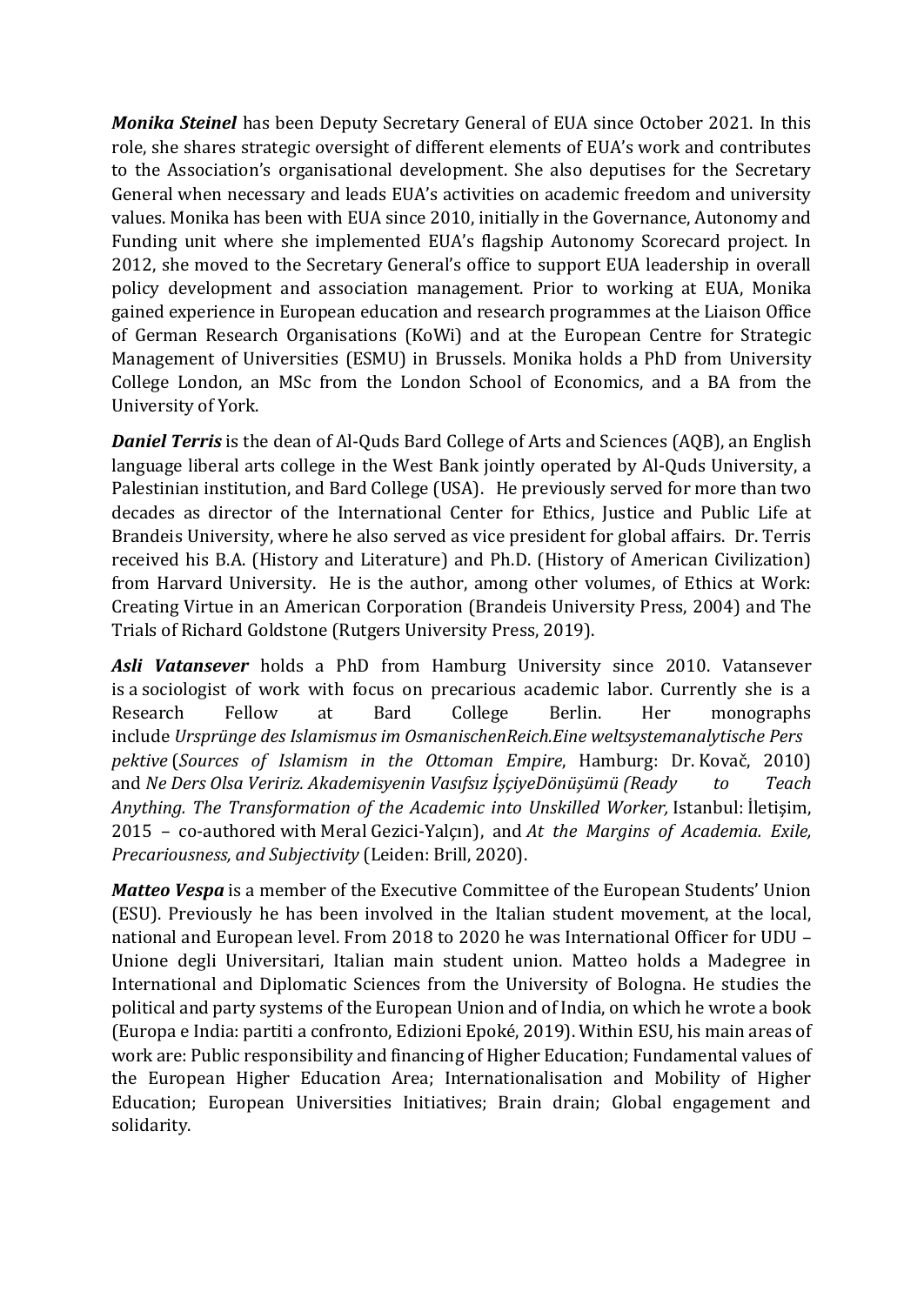***Monika Steinel*** has been Deputy Secretary General of EUA since October 2021. In this role, she shares strategic oversight of different elements of EUA's work and contributes to the Association's organisational development. She also deputises for the Secretary General when necessary and leads EUA's activities on academic freedom and university values. Monika has been with EUA since 2010, initially in the Governance, Autonomy and Funding unit where she implemented EUA's flagship Autonomy Scorecard project. In 2012, she moved to the Secretary General's office to support EUA leadership in overall policy development and association management. Prior to working at EUA, Monika gained experience in European education and research programmes at the Liaison Office of German Research Organisations (KoWi) and at the European Centre for Strategic Management of Universities (ESMU) in Brussels. Monika holds a PhD from University College London, an MSc from the London School of Economics, and a BA from the University of York.

***Daniel Terris*** is the dean of Al-Quds Bard College of Arts and Sciences (AQB), an English language liberal arts college in the West Bank jointly operated by Al-Quds University, a Palestinian institution, and Bard College (USA). He previously served for more than two decades as director of the International Center for Ethics, Justice and Public Life at Brandeis University, where he also served as vice president for global affairs. Dr. Terris received his B.A. (History and Literature) and Ph.D. (History of American Civilization) from Harvard University. He is the author, among other volumes, of Ethics at Work: Creating Virtue in an American Corporation (Brandeis University Press, 2004) and The Trials of Richard Goldstone (Rutgers University Press, 2019).

***Asli Vatansever*** holds a PhD from Hamburg University since 2010. Vatansever is a sociologist of work with focus on precarious academic labor. Currently she is a Research Fellow at Bard College Berlin. Her monographs include *Ursprünge des Islamismus im OsmanischenReich.Eine weltsystemanalytische Pers pektive* (*Sources of Islamism in the Ottoman Empire*, Hamburg: Dr. Kovač, 2010) and *Ne Ders Olsa Veririz. Akademisyenin Vasıfsız İşçiyeDönüşümü (Ready to Teach Anything. The Transformation of the Academic into Unskilled Worker,* Istanbul: İletişim, 2015 – co-authored with Meral Gezici-Yalçın), and *At the Margins of Academia. Exile, Precariousness, and Subjectivity* (Leiden: Brill, 2020).

***Matteo Vespa*** is a member of the Executive Committee of the European Students' Union (ESU). Previously he has been involved in the Italian student movement, at the local, national and European level. From 2018 to 2020 he was International Officer for UDU – Unione degli Universitari, Italian main student union. Matteo holds a Madegree in International and Diplomatic Sciences from the University of Bologna. He studies the political and party systems of the European Union and of India, on which he wrote a book (Europa e India: partiti a confronto, Edizioni Epoké, 2019). Within ESU, his main areas of work are: Public responsibility and financing of Higher Education; Fundamental values of the European Higher Education Area; Internationalisation and Mobility of Higher Education; European Universities Initiatives; Brain drain; Global engagement and solidarity.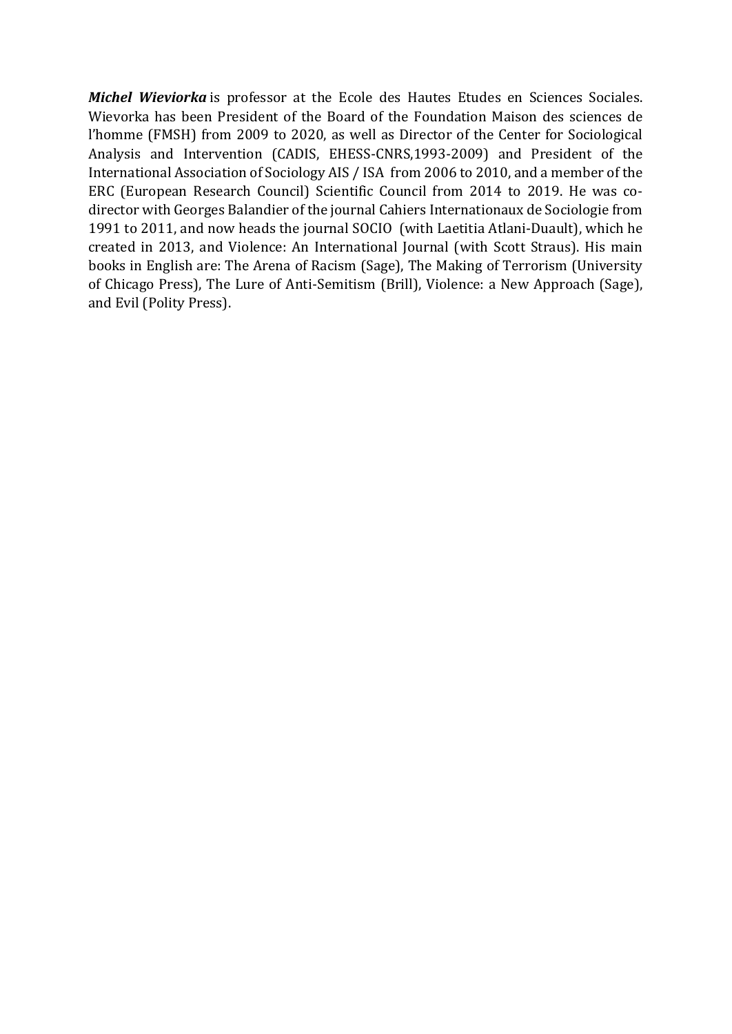***Michel Wieviorka*** is professor at the Ecole des Hautes Etudes en Sciences Sociales. Wievorka has been President of the Board of the Foundation Maison des sciences de l'homme (FMSH) from 2009 to 2020, as well as Director of the Center for Sociological Analysis and Intervention (CADIS, EHESS-CNRS,1993-2009) and President of the International Association of Sociology AIS / ISA from 2006 to 2010, and a member of the ERC (European Research Council) Scientific Council from 2014 to 2019. He was co-director with Georges Balandier of the journal Cahiers Internationaux de Sociologie from 1991 to 2011, and now heads the journal SOCIO (with Laetitia Atlani-Duault), which he created in 2013, and Violence: An International Journal (with Scott Straus). His main books in English are: The Arena of Racism (Sage), The Making of Terrorism (University of Chicago Press), The Lure of Anti-Semitism (Brill), Violence: a New Approach (Sage), and Evil (Polity Press).